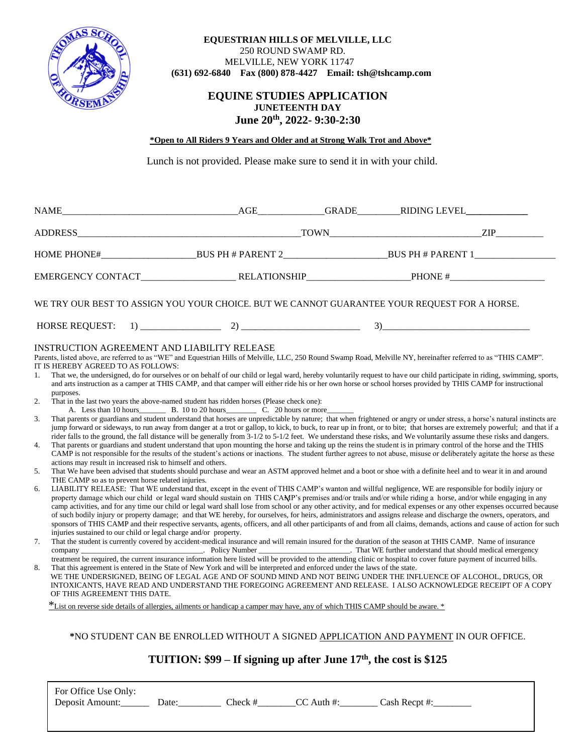**EQUESTRIAN HILLS OF MELVILLE, LLC**
250 ROUND SWAMP RD.
MELVILLE, NEW YORK 11747
**(631) 692-6840 Fax (800) 878-4427 Email: tsh@tshcamp.com**

# EQUINE STUDIES APPLICATION

**JUNETEENTH DAY**

**June 20th, 2022- 9:30-2:30**

**\*Open to All Riders 9 Years and Older and at Strong Walk Trot and Above\***

Lunch is not provided. Please make sure to send it in with your child.

NAME_________________________________ AGE_____________ GRADE________ RIDING LEVEL____________

ADDRESS____________________________________________ TOWN______________________________ ZIP_________

HOME PHONE#___________________ BUS PH # PARENT 2____________________ BUS PH # PARENT 1________________

EMERGENCY CONTACT__________________ RELATIONSHIP____________________ PHONE #___________________

WE TRY OUR BEST TO ASSIGN YOU YOUR CHOICE. BUT WE CANNOT GUARANTEE YOUR REQUEST FOR A HORSE.

HORSE REQUEST: 1) ________________ 2) ________________________ 3)______________________________

## INSTRUCTION AGREEMENT AND LIABILITY RELEASE

Parents, listed above, are referred to as "WE" and Equestrian Hills of Melville, LLC, 250 Round Swamp Road, Melville NY, hereinafter referred to as "THIS CAMP". IT IS HEREBY AGREED TO AS FOLLOWS:

1. That we, the undersigned, do for ourselves or on behalf of our child or legal ward, hereby voluntarily request to have our child participate in riding, swimming, sports, and arts instruction as a camper at THIS CAMP, and that camper will either ride his or her own horse or school horses provided by THIS CAMP for instructional purposes.
2. That in the last two years the above-named student has ridden horses (Please check one):
   A. Less than 10 hours_______ B. 10 to 20 hours_______ C. 20 hours or more_______
3. That parents or guardians and student understand that horses are unpredictable by nature; that when frightened or angry or under stress, a horse's natural instincts are jump forward or sideways, to run away from danger at a trot or gallop, to kick, to buck, to rear up in front, or to bite; that horses are extremely powerful; and that if a rider falls to the ground, the fall distance will be generally from 3-1/2 to 5-1/2 feet. We understand these risks, and We voluntarily assume these risks and dangers.
4. That parents or guardians and student understand that upon mounting the horse and taking up the reins the student is in primary control of the horse and the THIS CAMP is not responsible for the results of the student's actions or inactions. The student further agrees to not abuse, misuse or deliberately agitate the horse as these actions may result in increased risk to himself and others.
5. That We have been advised that students should purchase and wear an ASTM approved helmet and a boot or shoe with a definite heel and to wear it in and around THE CAMP so as to prevent horse related injuries.
6. LIABILITY RELEASE: That WE understand that, except in the event of THIS CAMP's wanton and willful negligence, WE are responsible for bodily injury or property damage which our child or legal ward should sustain on THIS CAMP's premises and/or trails and/or while riding a horse, and/or while engaging in any camp activities, and for any time our child or legal ward shall lose from school or any other activity, and for medical expenses or any other expenses occurred because of such bodily injury or property damage; and that WE hereby, for ourselves, for heirs, administrators and assigns release and discharge the owners, operators, and sponsors of THIS CAMP and their respective servants, agents, officers, and all other participants of and from all claims, demands, actions and cause of action for such injuries sustained to our child or legal charge and/or property.
7. That the student is currently covered by accident-medical insurance and will remain insured for the duration of the season at THIS CAMP. Name of insurance company ______________________________. Policy Number ______________________. That WE further understand that should medical emergency treatment be required, the current insurance information here listed will be provided to the attending clinic or hospital to cover future payment of incurred bills.
8. That this agreement is entered in the State of New York and will be interpreted and enforced under the laws of the state.

WE THE UNDERSIGNED, BEING OF LEGAL AGE AND OF SOUND MIND AND NOT BEING UNDER THE INFLUENCE OF ALCOHOL, DRUGS, OR INTOXICANTS, HAVE READ AND UNDERSTAND THE FOREGOING AGREEMENT AND RELEASE. I ALSO ACKNOWLEDGE RECEIPT OF A COPY OF THIS AGREEMENT THIS DATE.

\*List on reverse side details of allergies, ailments or handicap a camper may have, any of which THIS CAMP should be aware. \*

\*NO STUDENT CAN BE ENROLLED WITHOUT A SIGNED APPLICATION AND PAYMENT IN OUR OFFICE.

**TUITION: $99 – If signing up after June 17th, the cost is $125**

For Office Use Only:
Deposit Amount:______ Date:_________ Check #________ CC Auth #:________ Cash Recpt #:________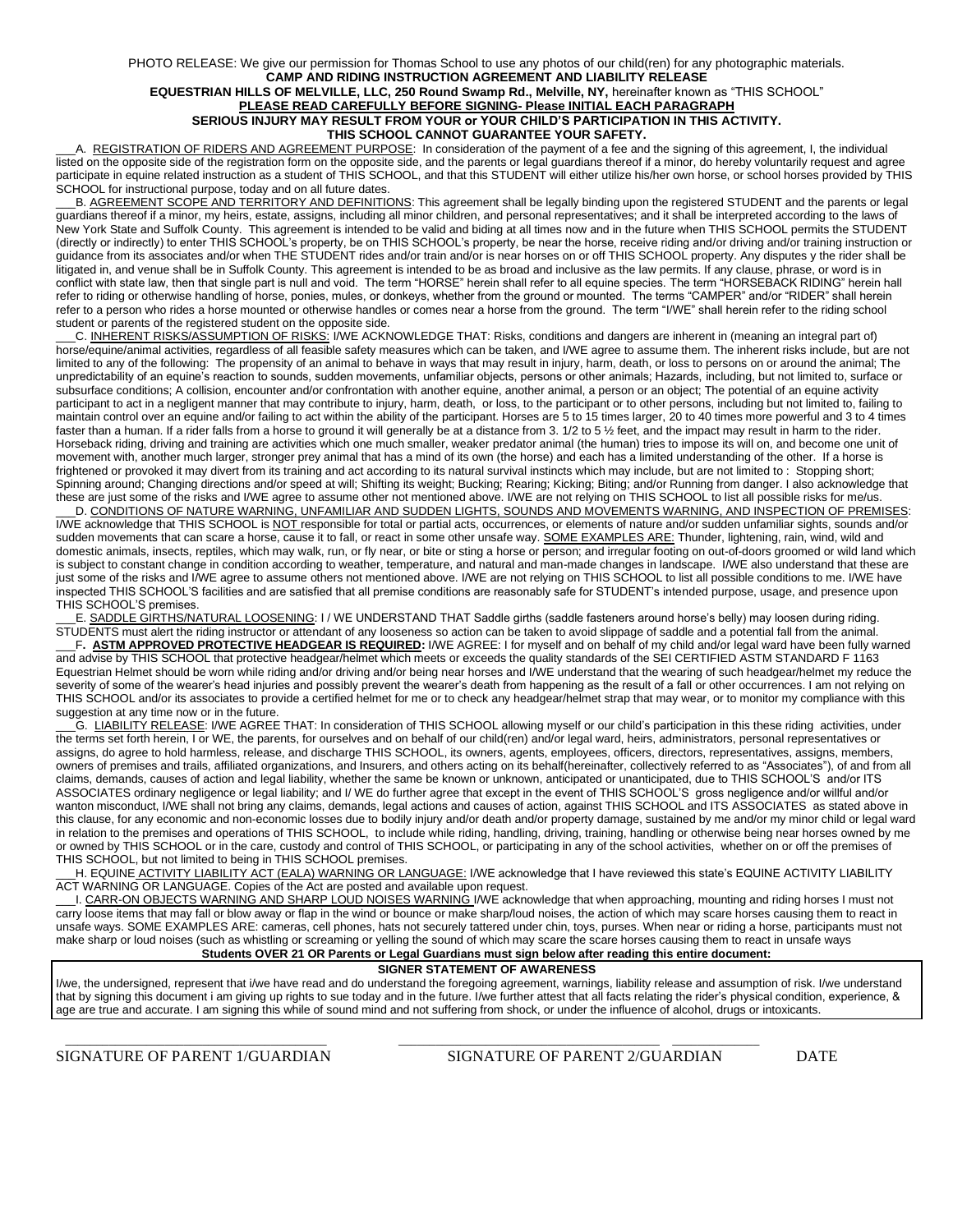PHOTO RELEASE: We give our permission for Thomas School to use any photos of our child(ren) for any photographic materials.

**CAMP AND RIDING INSTRUCTION AGREEMENT AND LIABILITY RELEASE**

**EQUESTRIAN HILLS OF MELVILLE, LLC, 250 Round Swamp Rd., Melville, NY,** hereinafter known as "THIS SCHOOL"

**PLEASE READ CAREFULLY BEFORE SIGNING- Please INITIAL EACH PARAGRAPH**

**SERIOUS INJURY MAY RESULT FROM YOUR or YOUR CHILD'S PARTICIPATION IN THIS ACTIVITY.**

**THIS SCHOOL CANNOT GUARANTEE YOUR SAFETY.**

___A. REGISTRATION OF RIDERS AND AGREEMENT PURPOSE: In consideration of the payment of a fee and the signing of this agreement, I, the individual listed on the opposite side of the registration form on the opposite side, and the parents or legal guardians thereof if a minor, do hereby voluntarily request and agree participate in equine related instruction as a student of THIS SCHOOL, and that this STUDENT will either utilize his/her own horse, or school horses provided by THIS SCHOOL for instructional purpose, today and on all future dates.

___B. AGREEMENT SCOPE AND TERRITORY AND DEFINITIONS: This agreement shall be legally binding upon the registered STUDENT and the parents or legal guardians thereof if a minor, my heirs, estate, assigns, including all minor children, and personal representatives; and it shall be interpreted according to the laws of New York State and Suffolk County. This agreement is intended to be valid and biding at all times now and in the future when THIS SCHOOL permits the STUDENT (directly or indirectly) to enter THIS SCHOOL's property, be on THIS SCHOOL's property, be near the horse, receive riding and/or driving and/or training instruction or guidance from its associates and/or when THE STUDENT rides and/or train and/or is near horses on or off THIS SCHOOL property. Any disputes y the rider shall be litigated in, and venue shall be in Suffolk County. This agreement is intended to be as broad and inclusive as the law permits. If any clause, phrase, or word is in conflict with state law, then that single part is null and void. The term "HORSE" herein shall refer to all equine species. The term "HORSEBACK RIDING" herein hall refer to riding or otherwise handling of horse, ponies, mules, or donkeys, whether from the ground or mounted. The terms "CAMPER" and/or "RIDER" shall herein refer to a person who rides a horse mounted or otherwise handles or comes near a horse from the ground. The term "I/WE" shall herein refer to the riding school student or parents of the registered student on the opposite side.

___C. INHERENT RISKS/ASSUMPTION OF RISKS: I/WE ACKNOWLEDGE THAT: Risks, conditions and dangers are inherent in (meaning an integral part of) horse/equine/animal activities, regardless of all feasible safety measures which can be taken, and I/WE agree to assume them. The inherent risks include, but are not limited to any of the following: The propensity of an animal to behave in ways that may result in injury, harm, death, or loss to persons on or around the animal; The unpredictability of an equine's reaction to sounds, sudden movements, unfamiliar objects, persons or other animals; Hazards, including, but not limited to, surface or subsurface conditions; A collision, encounter and/or confrontation with another equine, another animal, a person or an object; The potential of an equine activity participant to act in a negligent manner that may contribute to injury, harm, death, or loss, to the participant or to other persons, including but not limited to, failing to maintain control over an equine and/or failing to act within the ability of the participant. Horses are 5 to 15 times larger, 20 to 40 times more powerful and 3 to 4 times faster than a human. If a rider falls from a horse to ground it will generally be at a distance from 3. 1/2 to 5 ½ feet, and the impact may result in harm to the rider. Horseback riding, driving and training are activities which one much smaller, weaker predator animal (the human) tries to impose its will on, and become one unit of movement with, another much larger, stronger prey animal that has a mind of its own (the horse) and each has a limited understanding of the other. If a horse is frightened or provoked it may divert from its training and act according to its natural survival instincts which may include, but are not limited to : Stopping short; Spinning around; Changing directions and/or speed at will; Shifting its weight; Bucking; Rearing; Kicking; Biting; and/or Running from danger. I also acknowledge that these are just some of the risks and I/WE agree to assume other not mentioned above. I/WE are not relying on THIS SCHOOL to list all possible risks for me/us.

___D. CONDITIONS OF NATURE WARNING, UNFAMILIAR AND SUDDEN LIGHTS, SOUNDS AND MOVEMENTS WARNING, AND INSPECTION OF PREMISES: I/WE acknowledge that THIS SCHOOL is NOT responsible for total or partial acts, occurrences, or elements of nature and/or sudden unfamiliar sights, sounds and/or sudden movements that can scare a horse, cause it to fall, or react in some other unsafe way. SOME EXAMPLES ARE: Thunder, lightening, rain, wind, wild and domestic animals, insects, reptiles, which may walk, run, or fly near, or bite or sting a horse or person; and irregular footing on out-of-doors groomed or wild land which is subject to constant change in condition according to weather, temperature, and natural and man-made changes in landscape. I/WE also understand that these are just some of the risks and I/WE agree to assume others not mentioned above. I/WE are not relying on THIS SCHOOL to list all possible conditions to me. I/WE have inspected THIS SCHOOL'S facilities and are satisfied that all premise conditions are reasonably safe for STUDENT's intended purpose, usage, and presence upon THIS SCHOOL'S premises.

___E. SADDLE GIRTHS/NATURAL LOOSENING: I / WE UNDERSTAND THAT Saddle girths (saddle fasteners around horse's belly) may loosen during riding. STUDENTS must alert the riding instructor or attendant of any looseness so action can be taken to avoid slippage of saddle and a potential fall from the animal.

___F. **ASTM APPROVED PROTECTIVE HEADGEAR IS REQUIRED:** I/WE AGREE: I for myself and on behalf of my child and/or legal ward have been fully warned and advise by THIS SCHOOL that protective headgear/helmet which meets or exceeds the quality standards of the SEI CERTIFIED ASTM STANDARD F 1163 Equestrian Helmet should be worn while riding and/or driving and/or being near horses and I/WE understand that the wearing of such headgear/helmet my reduce the severity of some of the wearer's head injuries and possibly prevent the wearer's death from happening as the result of a fall or other occurrences. I am not relying on THIS SCHOOL and/or its associates to provide a certified helmet for me or to check any headgear/helmet strap that may wear, or to monitor my compliance with this suggestion at any time now or in the future.

___G. LIABILITY RELEASE: I/WE AGREE THAT: In consideration of THIS SCHOOL allowing myself or our child's participation in this these riding activities, under the terms set forth herein, I or WE, the parents, for ourselves and on behalf of our child(ren) and/or legal ward, heirs, administrators, personal representatives or assigns, do agree to hold harmless, release, and discharge THIS SCHOOL, its owners, agents, employees, officers, directors, representatives, assigns, members, owners of premises and trails, affiliated organizations, and Insurers, and others acting on its behalf(hereinafter, collectively referred to as "Associates"), of and from all claims, demands, causes of action and legal liability, whether the same be known or unknown, anticipated or unanticipated, due to THIS SCHOOL'S and/or ITS ASSOCIATES ordinary negligence or legal liability; and I/ WE do further agree that except in the event of THIS SCHOOL'S gross negligence and/or willful and/or wanton misconduct, I/WE shall not bring any claims, demands, legal actions and causes of action, against THIS SCHOOL and ITS ASSOCIATES as stated above in this clause, for any economic and non-economic losses due to bodily injury and/or death and/or property damage, sustained by me and/or my minor child or legal ward in relation to the premises and operations of THIS SCHOOL, to include while riding, handling, driving, training, handling or otherwise being near horses owned by me or owned by THIS SCHOOL or in the care, custody and control of THIS SCHOOL, or participating in any of the school activities, whether on or off the premises of THIS SCHOOL, but not limited to being in THIS SCHOOL premises.

___H. EQUINE ACTIVITY LIABILITY ACT (EALA) WARNING OR LANGUAGE: I/WE acknowledge that I have reviewed this state's EQUINE ACTIVITY LIABILITY ACT WARNING OR LANGUAGE. Copies of the Act are posted and available upon request.

___I. CARR-ON OBJECTS WARNING AND SHARP LOUD NOISES WARNING I/WE acknowledge that when approaching, mounting and riding horses I must not carry loose items that may fall or blow away or flap in the wind or bounce or make sharp/loud noises, the action of which may scare horses causing them to react in unsafe ways. SOME EXAMPLES ARE: cameras, cell phones, hats not securely tattered under chin, toys, purses. When near or riding a horse, participants must not make sharp or loud noises (such as whistling or screaming or yelling the sound of which may scare the scare horses causing them to react in unsafe ways

**Students OVER 21 OR Parents or Legal Guardians must sign below after reading this entire document:**

**SIGNER STATEMENT OF AWARENESS**

I/we, the undersigned, represent that i/we have read and do understand the foregoing agreement, warnings, liability release and assumption of risk. I/we understand that by signing this document i am giving up rights to sue today and in the future. I/we further attest that all facts relating the rider's physical condition, experience, & age are true and accurate. I am signing this while of sound mind and not suffering from shock, or under the influence of alcohol, drugs or intoxicants.

___________________________________ ___________________________________ ____________

SIGNATURE OF PARENT 1/GUARDIAN SIGNATURE OF PARENT 2/GUARDIAN DATE